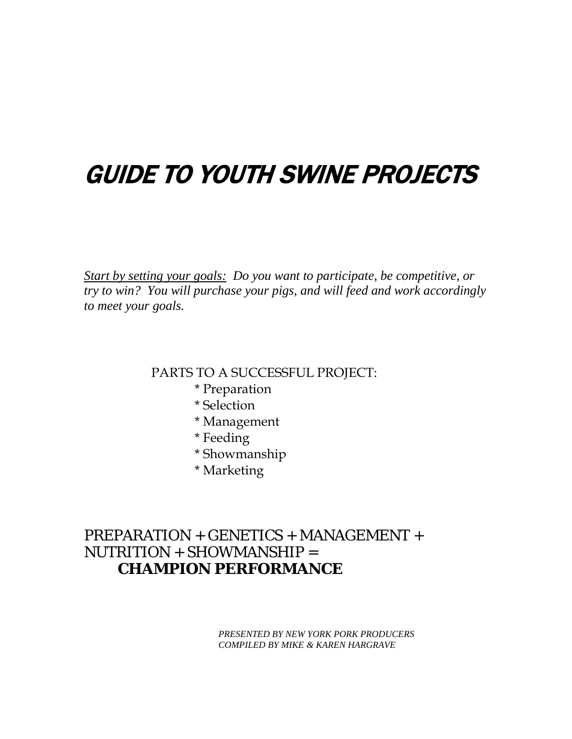# GUIDE TO YOUTH SWINE PROJECTS

*<u>Start by setting your goals:</u> Do you want to participate, be competitive, or try to win? You will purchase your pigs, and will feed and work accordingly to meet your goals.*

PARTS TO A SUCCESSFUL PROJECT:

* Preparation
* Selection
* Management
* Feeding
* Showmanship
* Marketing

PREPARATION + GENETICS + MANAGEMENT + NUTRITION + SHOWMANSHIP =
**CHAMPION PERFORMANCE**

*PRESENTED BY NEW YORK PORK PRODUCERS*
*COMPILED BY MIKE & KAREN HARGRAVE*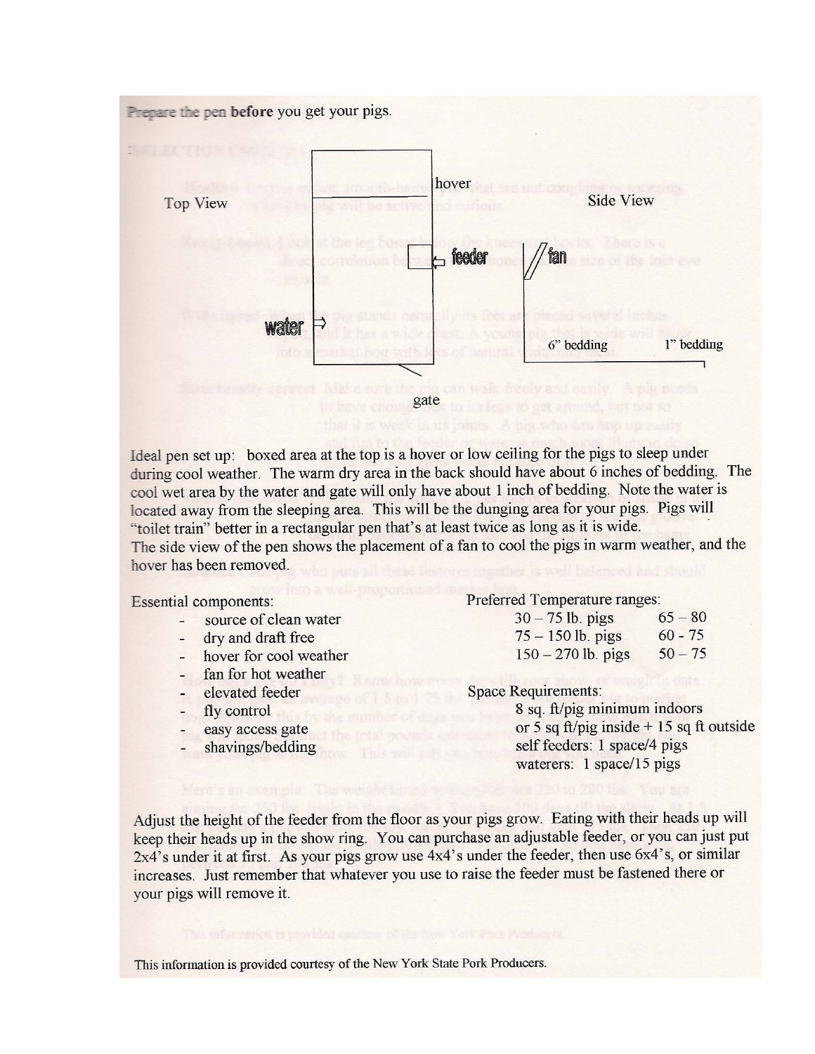**Prepare the pen before** you get your pigs.

Top View

hover

feeder

water

gate

Side View

fan

6" bedding

1" bedding

Ideal pen set up: boxed area at the top is a hover or low ceiling for the pigs to sleep under during cool weather. The warm dry area in the back should have about 6 inches of bedding. The cool wet area by the water and gate will only have about 1 inch of bedding. Note the water is located away from the sleeping area. This will be the dunging area for your pigs. Pigs will "toilet train" better in a rectangular pen that's at least twice as long as it is wide.
The side view of the pen shows the placement of a fan to cool the pigs in warm weather, and the hover has been removed.

Essential components:

- source of clean water
- dry and draft free
- hover for cool weather
- fan for hot weather
- elevated feeder
- fly control
- easy access gate
- shavings/bedding

Preferred Temperature ranges:

| | |
|---|---|
| 30 – 75 lb. pigs | 65 – 80 |
| 75 – 150 lb. pigs | 60 - 75 |
| 150 – 270 lb. pigs | 50 – 75 |

Space Requirements:

8 sq. ft/pig minimum indoors
or 5 sq ft/pig inside + 15 sq ft outside
self feeders: 1 space/4 pigs
waterers: 1 space/15 pigs

Adjust the height of the feeder from the floor as your pigs grow. Eating with their heads up will keep their heads up in the show ring. You can purchase an adjustable feeder, or you can just put 2x4's under it at first. As your pigs grow use 4x4's under the feeder, then use 6x4's, or similar increases. Just remember that whatever you use to raise the feeder must be fastened there or your pigs will remove it.

This information is provided courtesy of the New York State Pork Producers.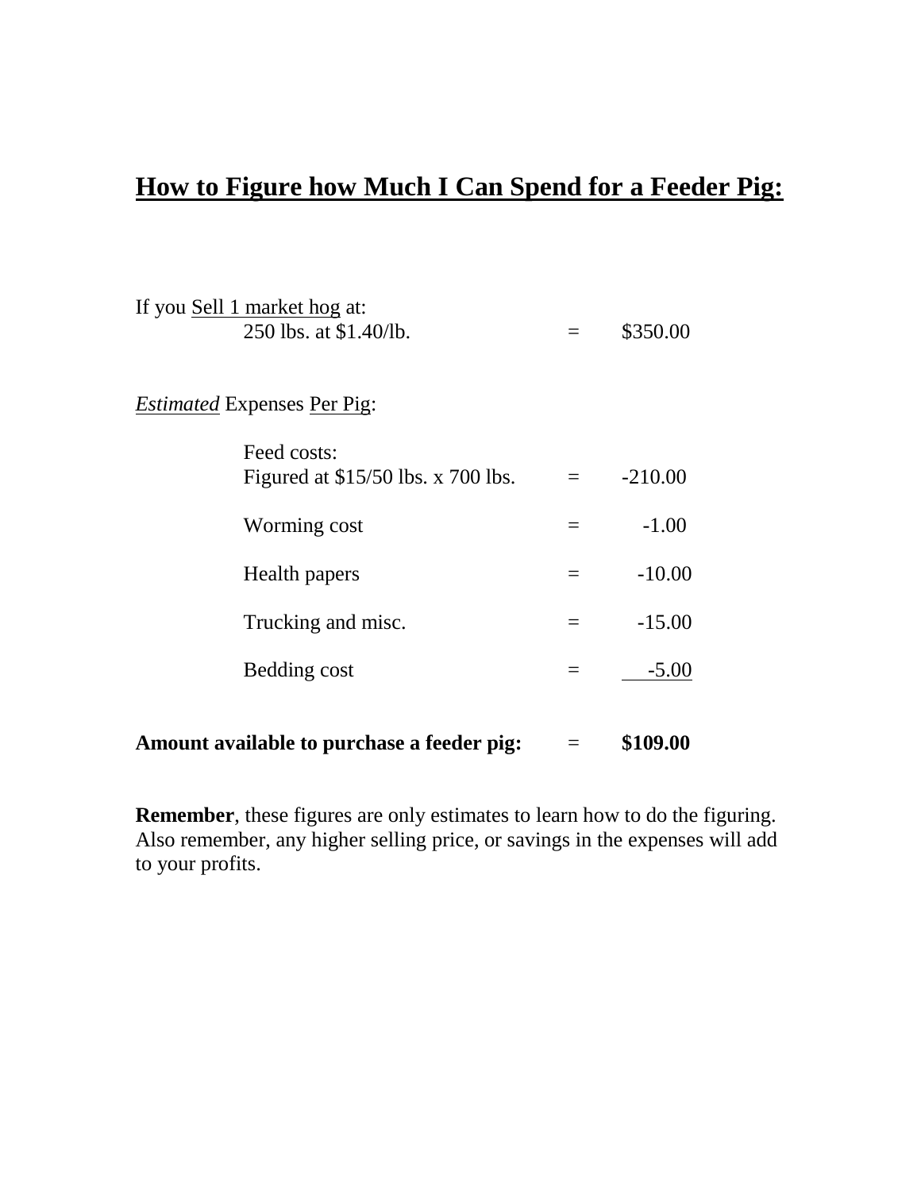# How to Figure how Much I Can Spend for a Feeder Pig:

If you Sell 1 market hog at:

| | | |
|---|---|---|
| 250 lbs. at $1.40/lb. | = | $350.00 |

*Estimated* Expenses Per Pig:

| | | |
|---|---|---|
| Feed costs: Figured at $15/50 lbs. x 700 lbs. | = | -210.00 |
| Worming cost | = | -1.00 |
| Health papers | = | -10.00 |
| Trucking and misc. | = | -15.00 |
| Bedding cost | = | -5.00 |
| **Amount available to purchase a feeder pig:** | = | **$109.00** |

**Remember**, these figures are only estimates to learn how to do the figuring. Also remember, any higher selling price, or savings in the expenses will add to your profits.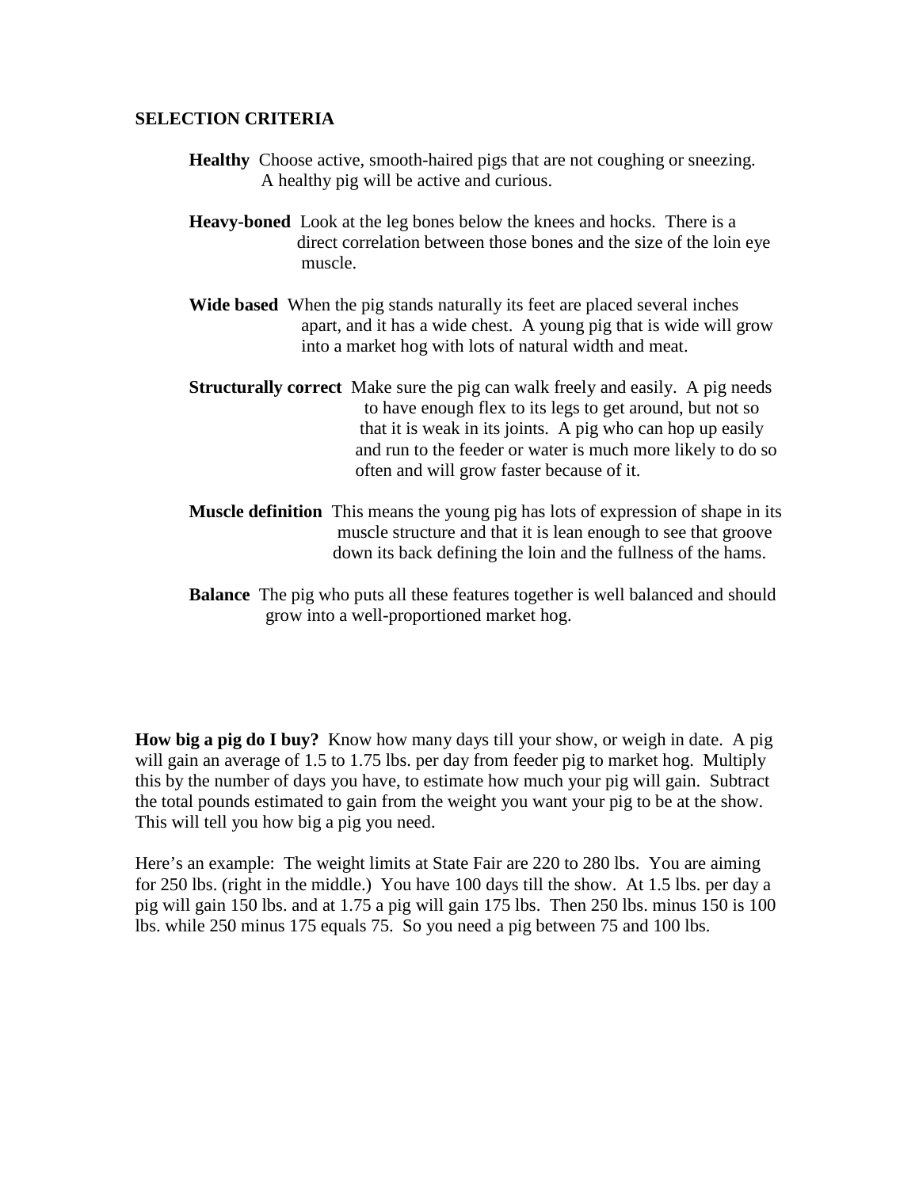## SELECTION CRITERIA

**Healthy** Choose active, smooth-haired pigs that are not coughing or sneezing. A healthy pig will be active and curious.

**Heavy-boned** Look at the leg bones below the knees and hocks. There is a direct correlation between those bones and the size of the loin eye muscle.

**Wide based** When the pig stands naturally its feet are placed several inches apart, and it has a wide chest. A young pig that is wide will grow into a market hog with lots of natural width and meat.

**Structurally correct** Make sure the pig can walk freely and easily. A pig needs to have enough flex to its legs to get around, but not so that it is weak in its joints. A pig who can hop up easily and run to the feeder or water is much more likely to do so often and will grow faster because of it.

**Muscle definition** This means the young pig has lots of expression of shape in its muscle structure and that it is lean enough to see that groove down its back defining the loin and the fullness of the hams.

**Balance** The pig who puts all these features together is well balanced and should grow into a well-proportioned market hog.

**How big a pig do I buy?** Know how many days till your show, or weigh in date. A pig will gain an average of 1.5 to 1.75 lbs. per day from feeder pig to market hog. Multiply this by the number of days you have, to estimate how much your pig will gain. Subtract the total pounds estimated to gain from the weight you want your pig to be at the show. This will tell you how big a pig you need.

Here's an example: The weight limits at State Fair are 220 to 280 lbs. You are aiming for 250 lbs. (right in the middle.) You have 100 days till the show. At 1.5 lbs. per day a pig will gain 150 lbs. and at 1.75 a pig will gain 175 lbs. Then 250 lbs. minus 150 is 100 lbs. while 250 minus 175 equals 75. So you need a pig between 75 and 100 lbs.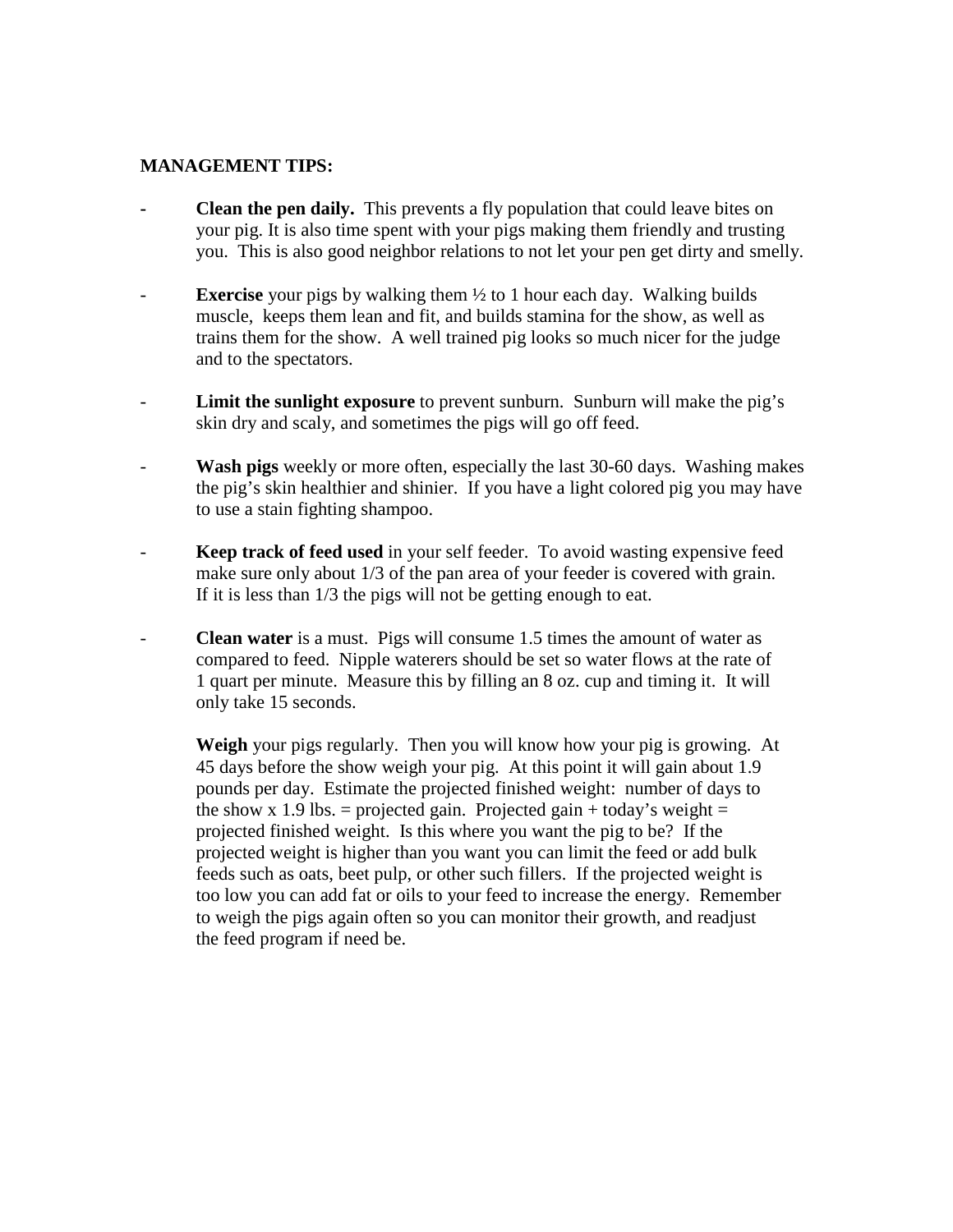**MANAGEMENT TIPS:**

- **Clean the pen daily.** This prevents a fly population that could leave bites on your pig. It is also time spent with your pigs making them friendly and trusting you. This is also good neighbor relations to not let your pen get dirty and smelly.
- **Exercise** your pigs by walking them ½ to 1 hour each day. Walking builds muscle, keeps them lean and fit, and builds stamina for the show, as well as trains them for the show. A well trained pig looks so much nicer for the judge and to the spectators.
- **Limit the sunlight exposure** to prevent sunburn. Sunburn will make the pig's skin dry and scaly, and sometimes the pigs will go off feed.
- **Wash pigs** weekly or more often, especially the last 30-60 days. Washing makes the pig's skin healthier and shinier. If you have a light colored pig you may have to use a stain fighting shampoo.
- **Keep track of feed used** in your self feeder. To avoid wasting expensive feed make sure only about 1/3 of the pan area of your feeder is covered with grain. If it is less than 1/3 the pigs will not be getting enough to eat.
- **Clean water** is a must. Pigs will consume 1.5 times the amount of water as compared to feed. Nipple waterers should be set so water flows at the rate of 1 quart per minute. Measure this by filling an 8 oz. cup and timing it. It will only take 15 seconds.

  **Weigh** your pigs regularly. Then you will know how your pig is growing. At 45 days before the show weigh your pig. At this point it will gain about 1.9 pounds per day. Estimate the projected finished weight: number of days to the show x 1.9 lbs. = projected gain. Projected gain + today's weight = projected finished weight. Is this where you want the pig to be? If the projected weight is higher than you want you can limit the feed or add bulk feeds such as oats, beet pulp, or other such fillers. If the projected weight is too low you can add fat or oils to your feed to increase the energy. Remember to weigh the pigs again often so you can monitor their growth, and readjust the feed program if need be.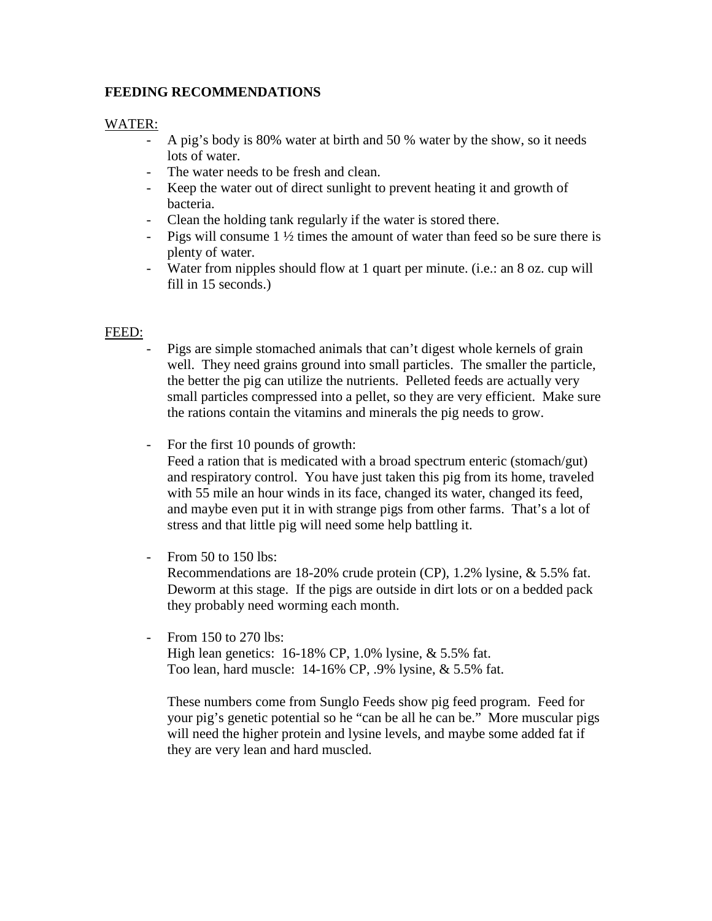**FEEDING RECOMMENDATIONS**

WATER:

- A pig's body is 80% water at birth and 50 % water by the show, so it needs lots of water.
- The water needs to be fresh and clean.
- Keep the water out of direct sunlight to prevent heating it and growth of bacteria.
- Clean the holding tank regularly if the water is stored there.
- Pigs will consume 1 ½ times the amount of water than feed so be sure there is plenty of water.
- Water from nipples should flow at 1 quart per minute. (i.e.: an 8 oz. cup will fill in 15 seconds.)

FEED:

- Pigs are simple stomached animals that can't digest whole kernels of grain well. They need grains ground into small particles. The smaller the particle, the better the pig can utilize the nutrients. Pelleted feeds are actually very small particles compressed into a pellet, so they are very efficient. Make sure the rations contain the vitamins and minerals the pig needs to grow.

- For the first 10 pounds of growth:
  Feed a ration that is medicated with a broad spectrum enteric (stomach/gut) and respiratory control. You have just taken this pig from its home, traveled with 55 mile an hour winds in its face, changed its water, changed its feed, and maybe even put it in with strange pigs from other farms. That's a lot of stress and that little pig will need some help battling it.

- From 50 to 150 lbs:
  Recommendations are 18-20% crude protein (CP), 1.2% lysine, & 5.5% fat. Deworm at this stage. If the pigs are outside in dirt lots or on a bedded pack they probably need worming each month.

- From 150 to 270 lbs:
  High lean genetics: 16-18% CP, 1.0% lysine, & 5.5% fat.
  Too lean, hard muscle: 14-16% CP, .9% lysine, & 5.5% fat.

  These numbers come from Sunglo Feeds show pig feed program. Feed for your pig's genetic potential so he "can be all he can be." More muscular pigs will need the higher protein and lysine levels, and maybe some added fat if they are very lean and hard muscled.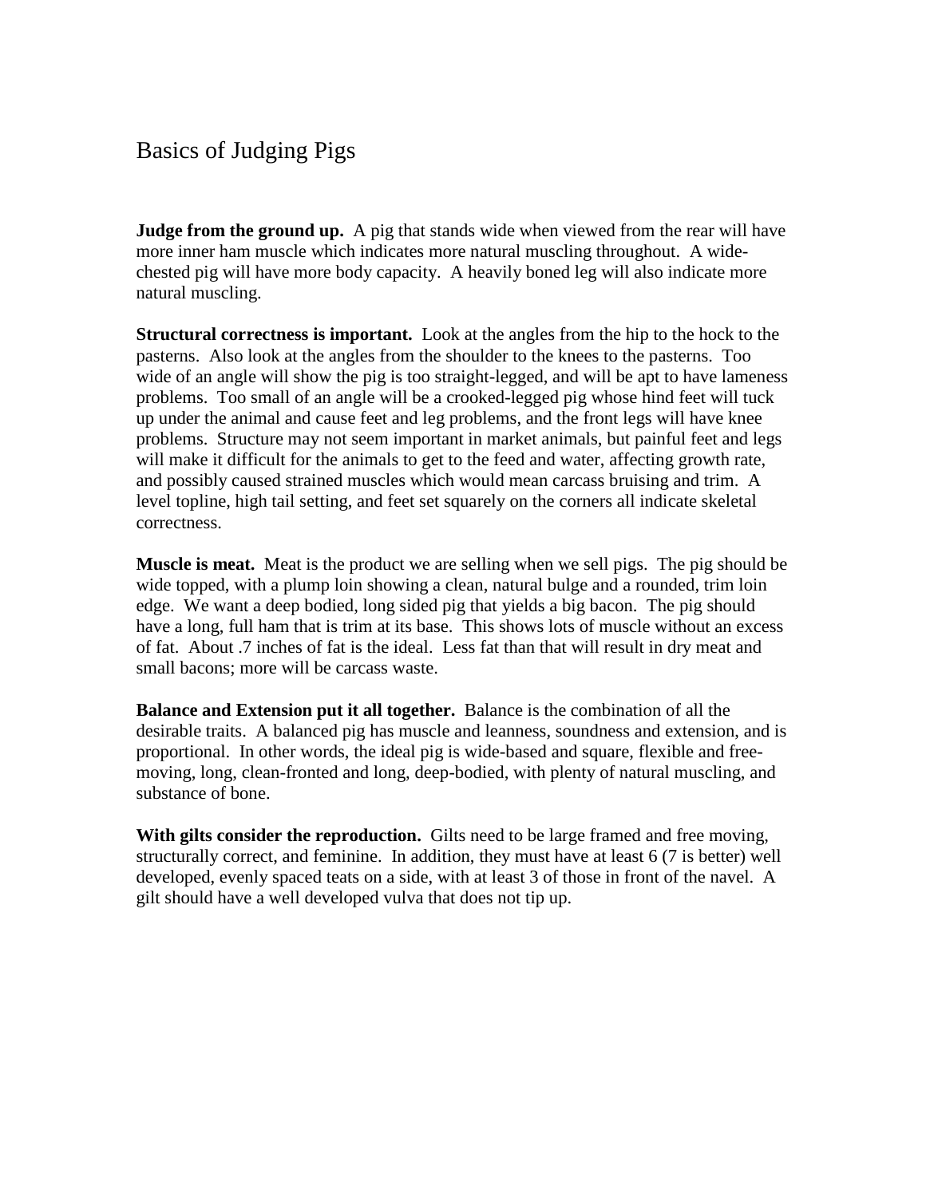# Basics of Judging Pigs

**Judge from the ground up.** A pig that stands wide when viewed from the rear will have more inner ham muscle which indicates more natural muscling throughout. A wide-chested pig will have more body capacity. A heavily boned leg will also indicate more natural muscling.

**Structural correctness is important.** Look at the angles from the hip to the hock to the pasterns. Also look at the angles from the shoulder to the knees to the pasterns. Too wide of an angle will show the pig is too straight-legged, and will be apt to have lameness problems. Too small of an angle will be a crooked-legged pig whose hind feet will tuck up under the animal and cause feet and leg problems, and the front legs will have knee problems. Structure may not seem important in market animals, but painful feet and legs will make it difficult for the animals to get to the feed and water, affecting growth rate, and possibly caused strained muscles which would mean carcass bruising and trim. A level topline, high tail setting, and feet set squarely on the corners all indicate skeletal correctness.

**Muscle is meat.** Meat is the product we are selling when we sell pigs. The pig should be wide topped, with a plump loin showing a clean, natural bulge and a rounded, trim loin edge. We want a deep bodied, long sided pig that yields a big bacon. The pig should have a long, full ham that is trim at its base. This shows lots of muscle without an excess of fat. About .7 inches of fat is the ideal. Less fat than that will result in dry meat and small bacons; more will be carcass waste.

**Balance and Extension put it all together.** Balance is the combination of all the desirable traits. A balanced pig has muscle and leanness, soundness and extension, and is proportional. In other words, the ideal pig is wide-based and square, flexible and free-moving, long, clean-fronted and long, deep-bodied, with plenty of natural muscling, and substance of bone.

**With gilts consider the reproduction.** Gilts need to be large framed and free moving, structurally correct, and feminine. In addition, they must have at least 6 (7 is better) well developed, evenly spaced teats on a side, with at least 3 of those in front of the navel. A gilt should have a well developed vulva that does not tip up.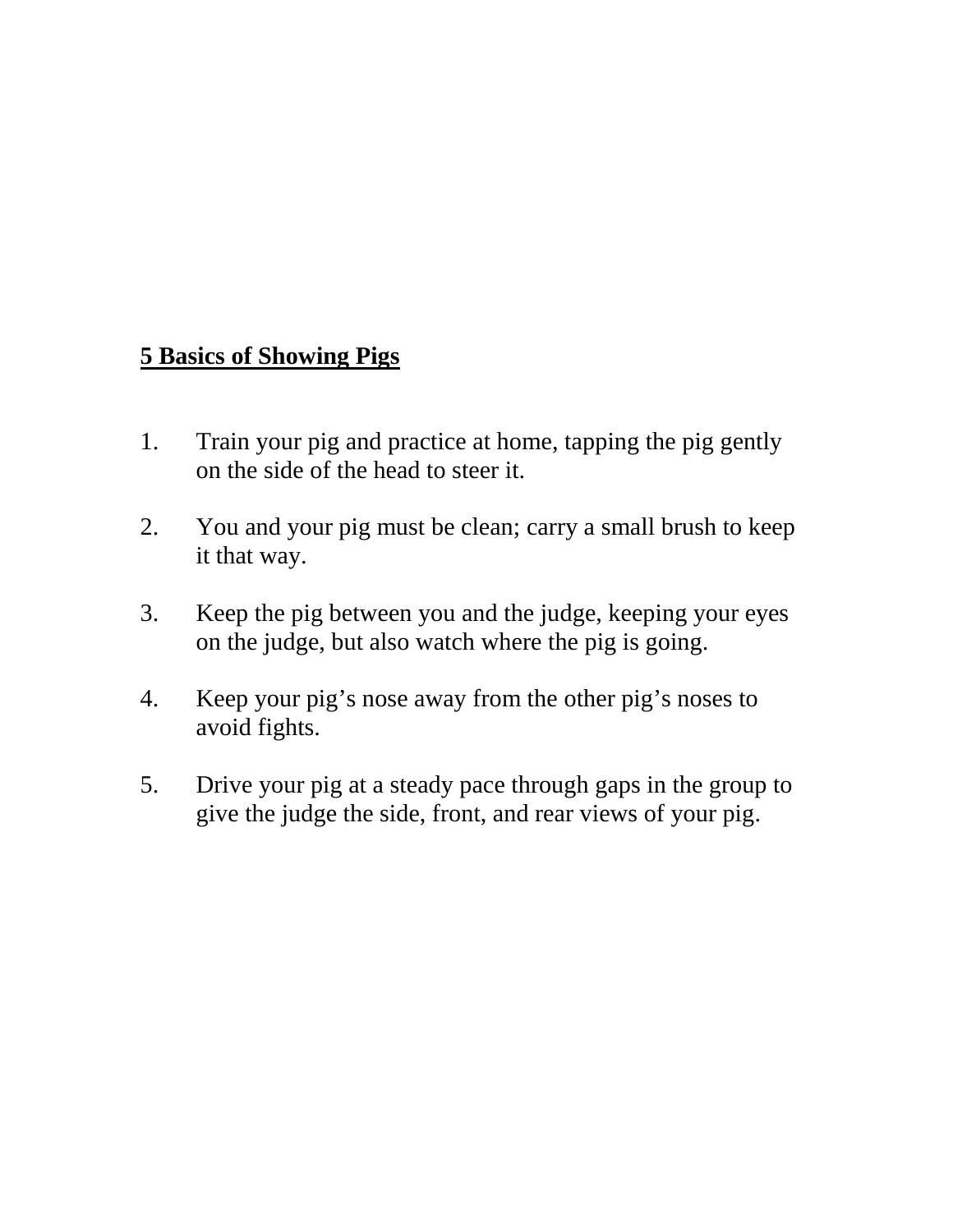**5 Basics of Showing Pigs**

1. Train your pig and practice at home, tapping the pig gently on the side of the head to steer it.

2. You and your pig must be clean; carry a small brush to keep it that way.

3. Keep the pig between you and the judge, keeping your eyes on the judge, but also watch where the pig is going.

4. Keep your pig's nose away from the other pig's noses to avoid fights.

5. Drive your pig at a steady pace through gaps in the group to give the judge the side, front, and rear views of your pig.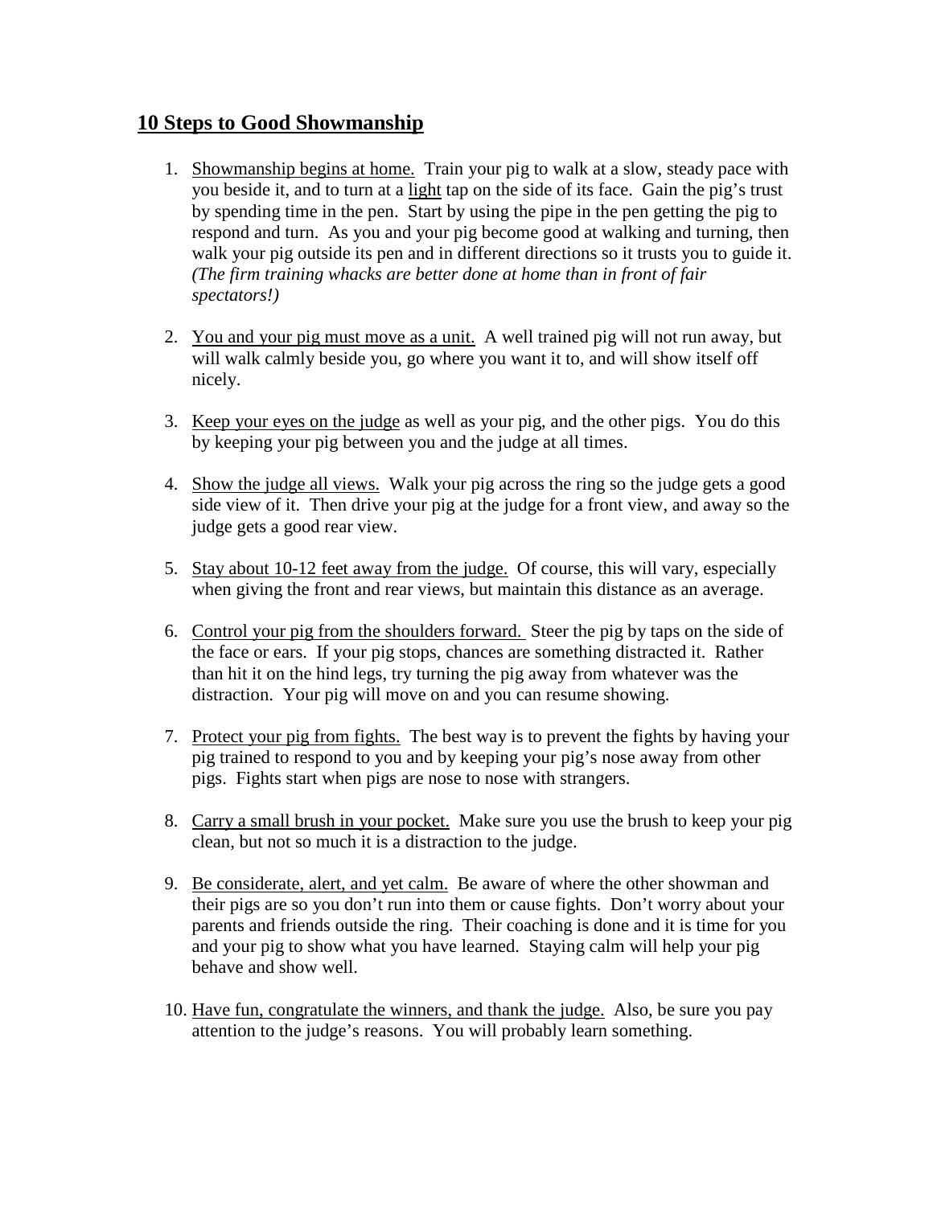## 10 Steps to Good Showmanship

1. Showmanship begins at home. Train your pig to walk at a slow, steady pace with you beside it, and to turn at a light tap on the side of its face. Gain the pig's trust by spending time in the pen. Start by using the pipe in the pen getting the pig to respond and turn. As you and your pig become good at walking and turning, then walk your pig outside its pen and in different directions so it trusts you to guide it. *(The firm training whacks are better done at home than in front of fair spectators!)*

2. You and your pig must move as a unit. A well trained pig will not run away, but will walk calmly beside you, go where you want it to, and will show itself off nicely.

3. Keep your eyes on the judge as well as your pig, and the other pigs. You do this by keeping your pig between you and the judge at all times.

4. Show the judge all views. Walk your pig across the ring so the judge gets a good side view of it. Then drive your pig at the judge for a front view, and away so the judge gets a good rear view.

5. Stay about 10-12 feet away from the judge. Of course, this will vary, especially when giving the front and rear views, but maintain this distance as an average.

6. Control your pig from the shoulders forward. Steer the pig by taps on the side of the face or ears. If your pig stops, chances are something distracted it. Rather than hit it on the hind legs, try turning the pig away from whatever was the distraction. Your pig will move on and you can resume showing.

7. Protect your pig from fights. The best way is to prevent the fights by having your pig trained to respond to you and by keeping your pig's nose away from other pigs. Fights start when pigs are nose to nose with strangers.

8. Carry a small brush in your pocket. Make sure you use the brush to keep your pig clean, but not so much it is a distraction to the judge.

9. Be considerate, alert, and yet calm. Be aware of where the other showman and their pigs are so you don't run into them or cause fights. Don't worry about your parents and friends outside the ring. Their coaching is done and it is time for you and your pig to show what you have learned. Staying calm will help your pig behave and show well.

10. Have fun, congratulate the winners, and thank the judge. Also, be sure you pay attention to the judge's reasons. You will probably learn something.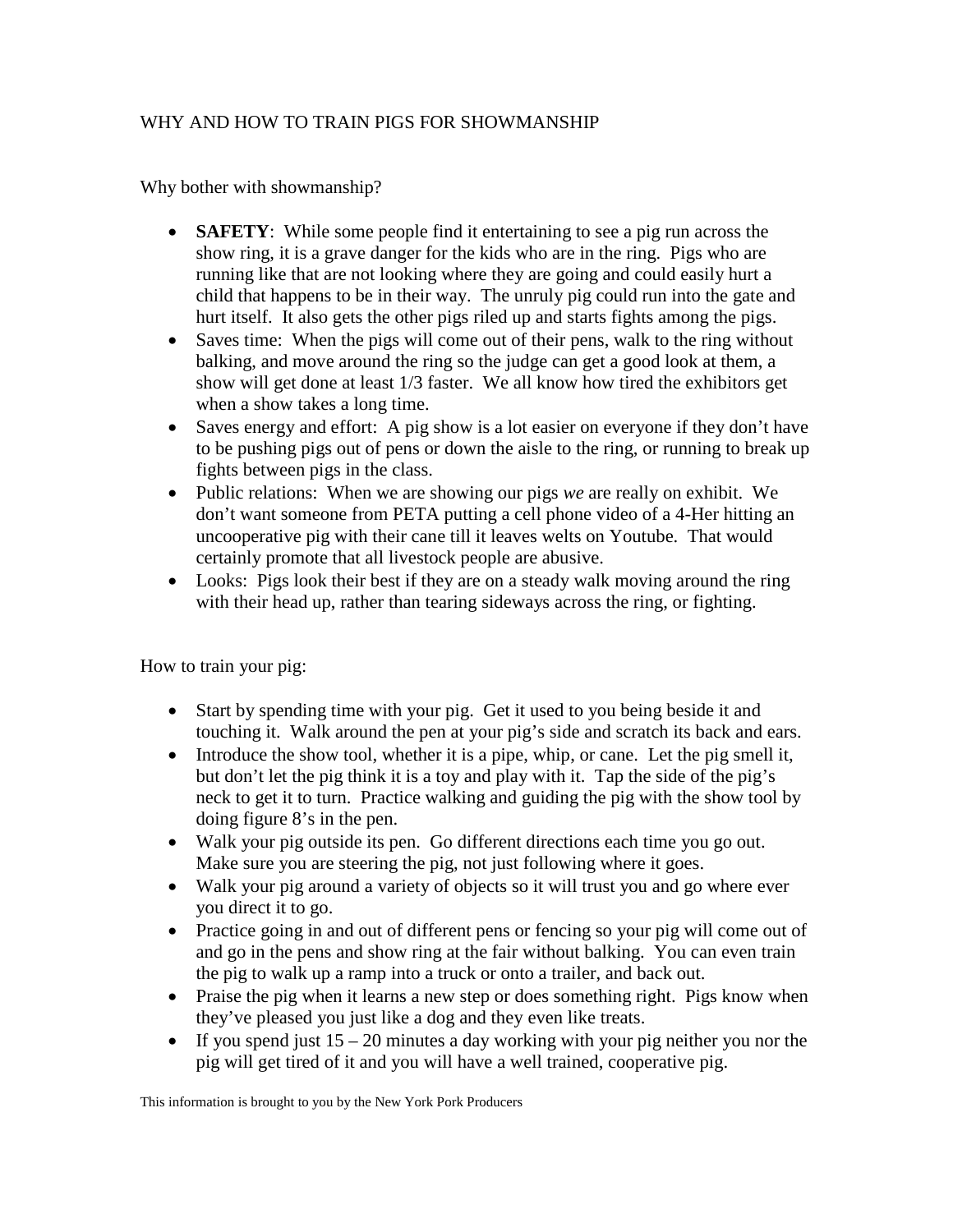# WHY AND HOW TO TRAIN PIGS FOR SHOWMANSHIP

Why bother with showmanship?

- **SAFETY**: While some people find it entertaining to see a pig run across the show ring, it is a grave danger for the kids who are in the ring. Pigs who are running like that are not looking where they are going and could easily hurt a child that happens to be in their way. The unruly pig could run into the gate and hurt itself. It also gets the other pigs riled up and starts fights among the pigs.
- Saves time: When the pigs will come out of their pens, walk to the ring without balking, and move around the ring so the judge can get a good look at them, a show will get done at least 1/3 faster. We all know how tired the exhibitors get when a show takes a long time.
- Saves energy and effort: A pig show is a lot easier on everyone if they don't have to be pushing pigs out of pens or down the aisle to the ring, or running to break up fights between pigs in the class.
- Public relations: When we are showing our pigs *we* are really on exhibit. We don't want someone from PETA putting a cell phone video of a 4-Her hitting an uncooperative pig with their cane till it leaves welts on Youtube. That would certainly promote that all livestock people are abusive.
- Looks: Pigs look their best if they are on a steady walk moving around the ring with their head up, rather than tearing sideways across the ring, or fighting.

How to train your pig:

- Start by spending time with your pig. Get it used to you being beside it and touching it. Walk around the pen at your pig's side and scratch its back and ears.
- Introduce the show tool, whether it is a pipe, whip, or cane. Let the pig smell it, but don't let the pig think it is a toy and play with it. Tap the side of the pig's neck to get it to turn. Practice walking and guiding the pig with the show tool by doing figure 8's in the pen.
- Walk your pig outside its pen. Go different directions each time you go out. Make sure you are steering the pig, not just following where it goes.
- Walk your pig around a variety of objects so it will trust you and go where ever you direct it to go.
- Practice going in and out of different pens or fencing so your pig will come out of and go in the pens and show ring at the fair without balking. You can even train the pig to walk up a ramp into a truck or onto a trailer, and back out.
- Praise the pig when it learns a new step or does something right. Pigs know when they've pleased you just like a dog and they even like treats.
- If you spend just 15 – 20 minutes a day working with your pig neither you nor the pig will get tired of it and you will have a well trained, cooperative pig.

This information is brought to you by the New York Pork Producers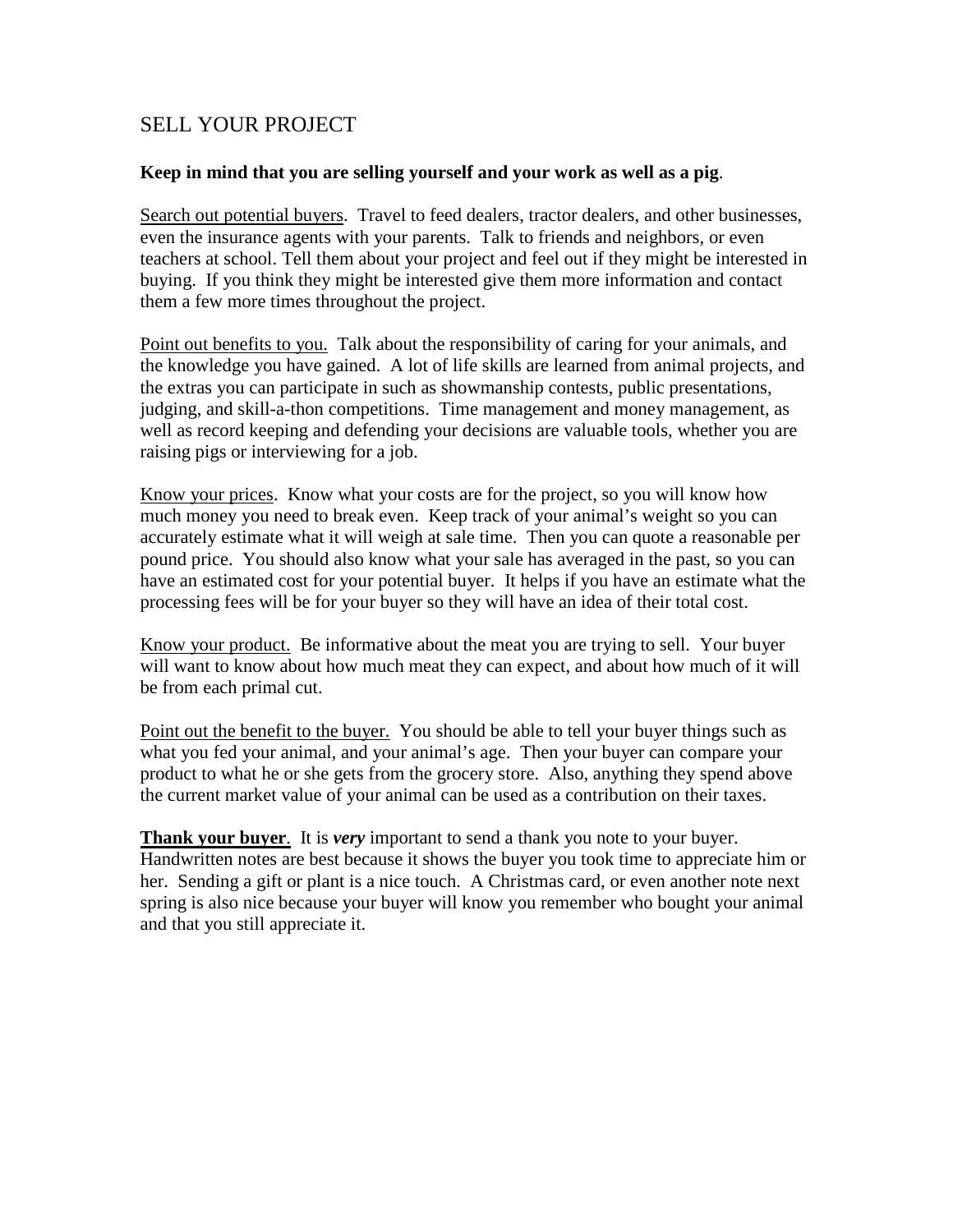## SELL YOUR PROJECT

**Keep in mind that you are selling yourself and your work as well as a pig**.

Search out potential buyers. Travel to feed dealers, tractor dealers, and other businesses, even the insurance agents with your parents. Talk to friends and neighbors, or even teachers at school. Tell them about your project and feel out if they might be interested in buying. If you think they might be interested give them more information and contact them a few more times throughout the project.

Point out benefits to you. Talk about the responsibility of caring for your animals, and the knowledge you have gained. A lot of life skills are learned from animal projects, and the extras you can participate in such as showmanship contests, public presentations, judging, and skill-a-thon competitions. Time management and money management, as well as record keeping and defending your decisions are valuable tools, whether you are raising pigs or interviewing for a job.

Know your prices. Know what your costs are for the project, so you will know how much money you need to break even. Keep track of your animal's weight so you can accurately estimate what it will weigh at sale time. Then you can quote a reasonable per pound price. You should also know what your sale has averaged in the past, so you can have an estimated cost for your potential buyer. It helps if you have an estimate what the processing fees will be for your buyer so they will have an idea of their total cost.

Know your product. Be informative about the meat you are trying to sell. Your buyer will want to know about how much meat they can expect, and about how much of it will be from each primal cut.

Point out the benefit to the buyer. You should be able to tell your buyer things such as what you fed your animal, and your animal's age. Then your buyer can compare your product to what he or she gets from the grocery store. Also, anything they spend above the current market value of your animal can be used as a contribution on their taxes.

**Thank your buyer**. It is ***very*** important to send a thank you note to your buyer. Handwritten notes are best because it shows the buyer you took time to appreciate him or her. Sending a gift or plant is a nice touch. A Christmas card, or even another note next spring is also nice because your buyer will know you remember who bought your animal and that you still appreciate it.